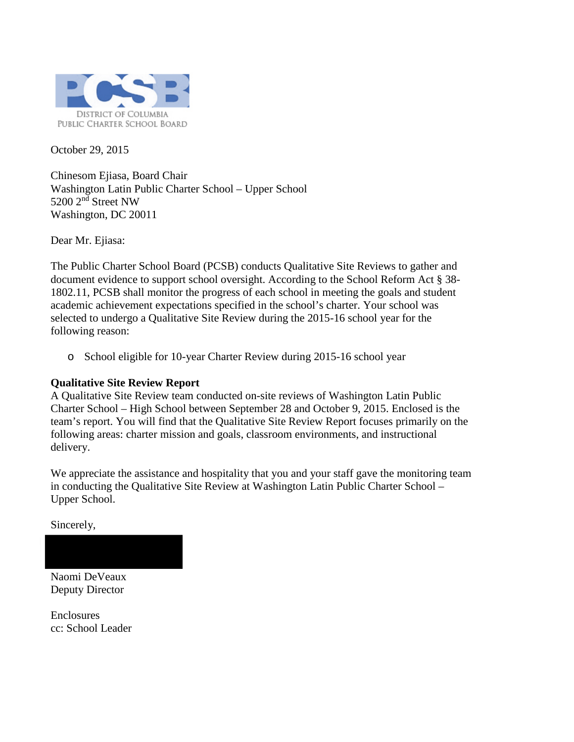DISTRICT OF COLUMBIA
PUBLIC CHARTER SCHOOL BOARD

October 29, 2015

Chinesom Ejiasa, Board Chair
Washington Latin Public Charter School – Upper School
5200 2nd Street NW
Washington, DC 20011

Dear Mr. Ejiasa:

The Public Charter School Board (PCSB) conducts Qualitative Site Reviews to gather and document evidence to support school oversight. According to the School Reform Act § 38-1802.11, PCSB shall monitor the progress of each school in meeting the goals and student academic achievement expectations specified in the school's charter. Your school was selected to undergo a Qualitative Site Review during the 2015-16 school year for the following reason:

- School eligible for 10-year Charter Review during 2015-16 school year

**Qualitative Site Review Report**
A Qualitative Site Review team conducted on-site reviews of Washington Latin Public Charter School – High School between September 28 and October 9, 2015. Enclosed is the team's report. You will find that the Qualitative Site Review Report focuses primarily on the following areas: charter mission and goals, classroom environments, and instructional delivery.

We appreciate the assistance and hospitality that you and your staff gave the monitoring team in conducting the Qualitative Site Review at Washington Latin Public Charter School – Upper School.

Sincerely,

Naomi DeVeaux
Deputy Director

Enclosures
cc: School Leader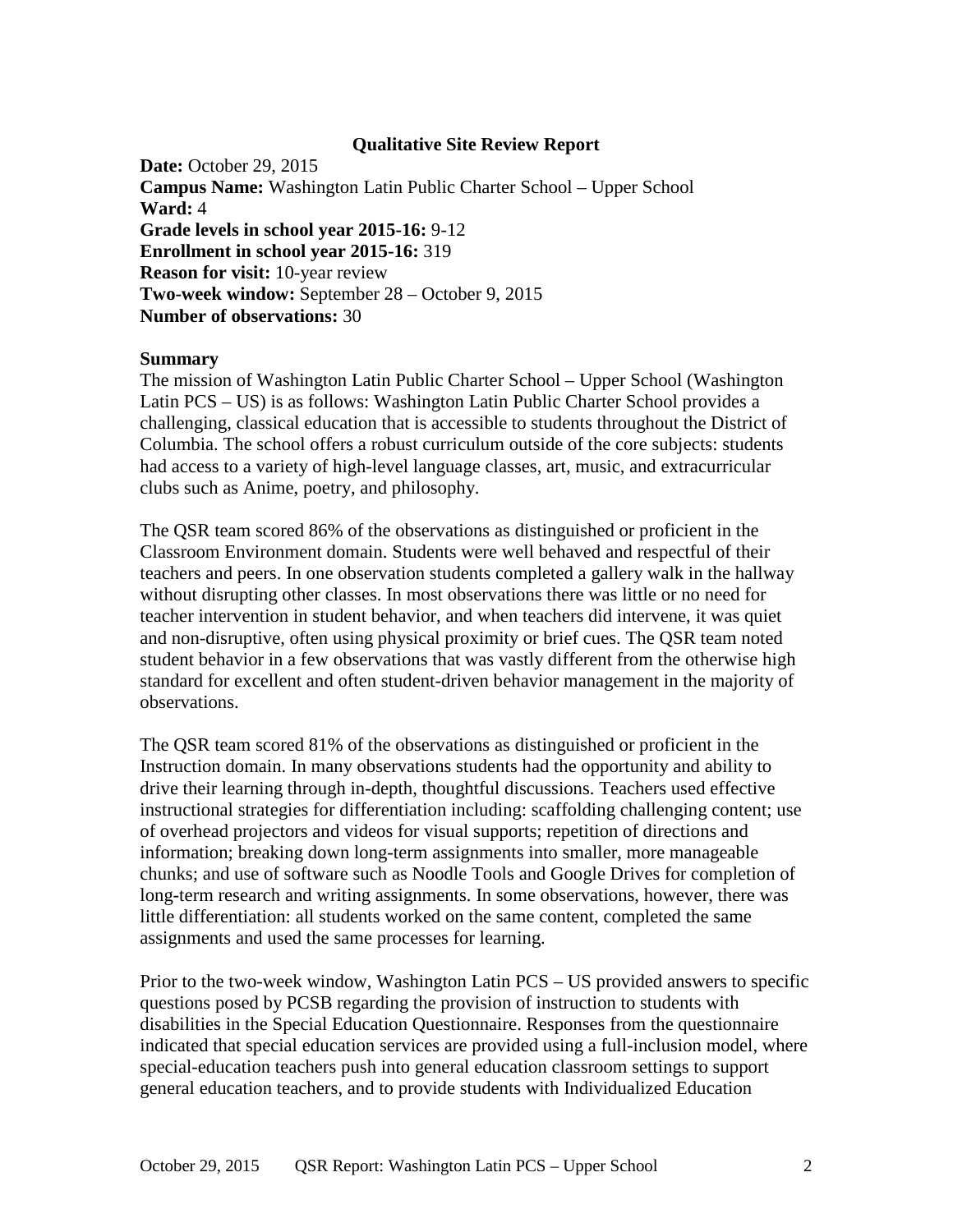**Qualitative Site Review Report**

**Date:** October 29, 2015
**Campus Name:** Washington Latin Public Charter School – Upper School
**Ward:** 4
**Grade levels in school year 2015-16:** 9-12
**Enrollment in school year 2015-16:** 319
**Reason for visit:** 10-year review
**Two-week window:** September 28 – October 9, 2015
**Number of observations:** 30

**Summary**

The mission of Washington Latin Public Charter School – Upper School (Washington Latin PCS – US) is as follows: Washington Latin Public Charter School provides a challenging, classical education that is accessible to students throughout the District of Columbia. The school offers a robust curriculum outside of the core subjects: students had access to a variety of high-level language classes, art, music, and extracurricular clubs such as Anime, poetry, and philosophy.

The QSR team scored 86% of the observations as distinguished or proficient in the Classroom Environment domain. Students were well behaved and respectful of their teachers and peers. In one observation students completed a gallery walk in the hallway without disrupting other classes. In most observations there was little or no need for teacher intervention in student behavior, and when teachers did intervene, it was quiet and non-disruptive, often using physical proximity or brief cues. The QSR team noted student behavior in a few observations that was vastly different from the otherwise high standard for excellent and often student-driven behavior management in the majority of observations.

The QSR team scored 81% of the observations as distinguished or proficient in the Instruction domain. In many observations students had the opportunity and ability to drive their learning through in-depth, thoughtful discussions. Teachers used effective instructional strategies for differentiation including: scaffolding challenging content; use of overhead projectors and videos for visual supports; repetition of directions and information; breaking down long-term assignments into smaller, more manageable chunks; and use of software such as Noodle Tools and Google Drives for completion of long-term research and writing assignments. In some observations, however, there was little differentiation: all students worked on the same content, completed the same assignments and used the same processes for learning.

Prior to the two-week window, Washington Latin PCS – US provided answers to specific questions posed by PCSB regarding the provision of instruction to students with disabilities in the Special Education Questionnaire. Responses from the questionnaire indicated that special education services are provided using a full-inclusion model, where special-education teachers push into general education classroom settings to support general education teachers, and to provide students with Individualized Education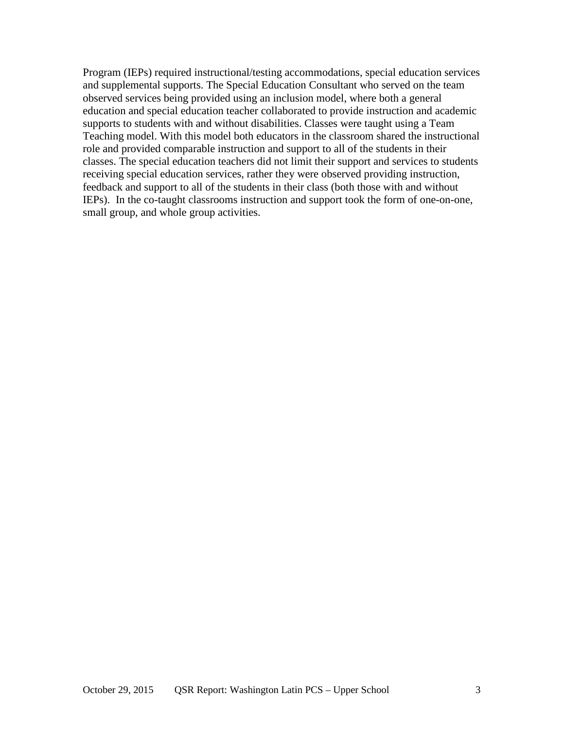Program (IEPs) required instructional/testing accommodations, special education services and supplemental supports. The Special Education Consultant who served on the team observed services being provided using an inclusion model, where both a general education and special education teacher collaborated to provide instruction and academic supports to students with and without disabilities. Classes were taught using a Team Teaching model. With this model both educators in the classroom shared the instructional role and provided comparable instruction and support to all of the students in their classes. The special education teachers did not limit their support and services to students receiving special education services, rather they were observed providing instruction, feedback and support to all of the students in their class (both those with and without IEPs). In the co-taught classrooms instruction and support took the form of one-on-one, small group, and whole group activities.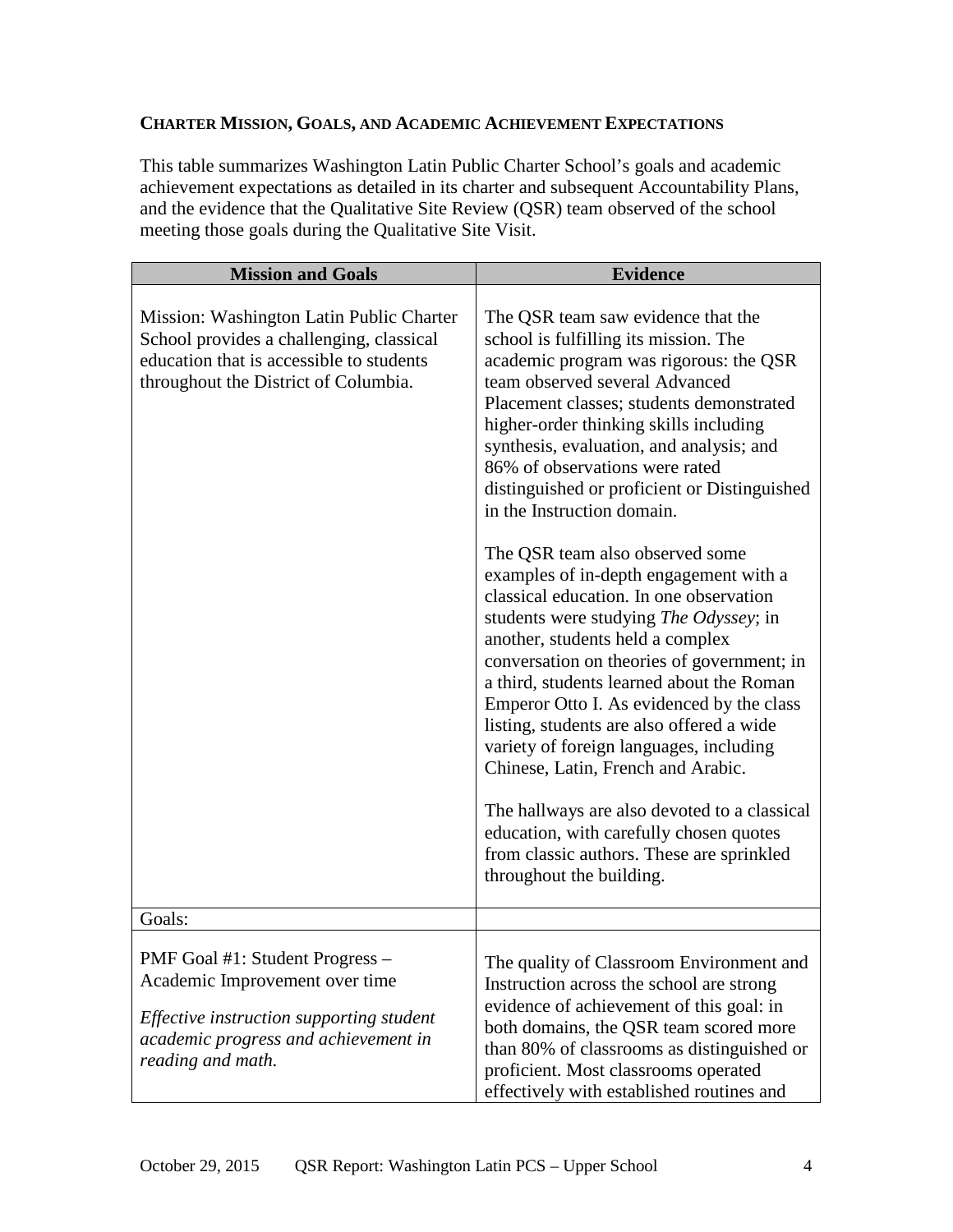## CHARTER MISSION, GOALS, AND ACADEMIC ACHIEVEMENT EXPECTATIONS

This table summarizes Washington Latin Public Charter School's goals and academic achievement expectations as detailed in its charter and subsequent Accountability Plans, and the evidence that the Qualitative Site Review (QSR) team observed of the school meeting those goals during the Qualitative Site Visit.

| Mission and Goals | Evidence |
|---|---|
| Mission: Washington Latin Public Charter School provides a challenging, classical education that is accessible to students throughout the District of Columbia. | The QSR team saw evidence that the school is fulfilling its mission. The academic program was rigorous: the QSR team observed several Advanced Placement classes; students demonstrated higher-order thinking skills including synthesis, evaluation, and analysis; and 86% of observations were rated distinguished or proficient or Distinguished in the Instruction domain.<br><br>The QSR team also observed some examples of in-depth engagement with a classical education. In one observation students were studying *The Odyssey*; in another, students held a complex conversation on theories of government; in a third, students learned about the Roman Emperor Otto I. As evidenced by the class listing, students are also offered a wide variety of foreign languages, including Chinese, Latin, French and Arabic.<br><br>The hallways are also devoted to a classical education, with carefully chosen quotes from classic authors. These are sprinkled throughout the building. |
| Goals: | |
| PMF Goal #1: Student Progress – Academic Improvement over time<br><br>*Effective instruction supporting student academic progress and achievement in reading and math.* | The quality of Classroom Environment and Instruction across the school are strong evidence of achievement of this goal: in both domains, the QSR team scored more than 80% of classrooms as distinguished or proficient. Most classrooms operated effectively with established routines and |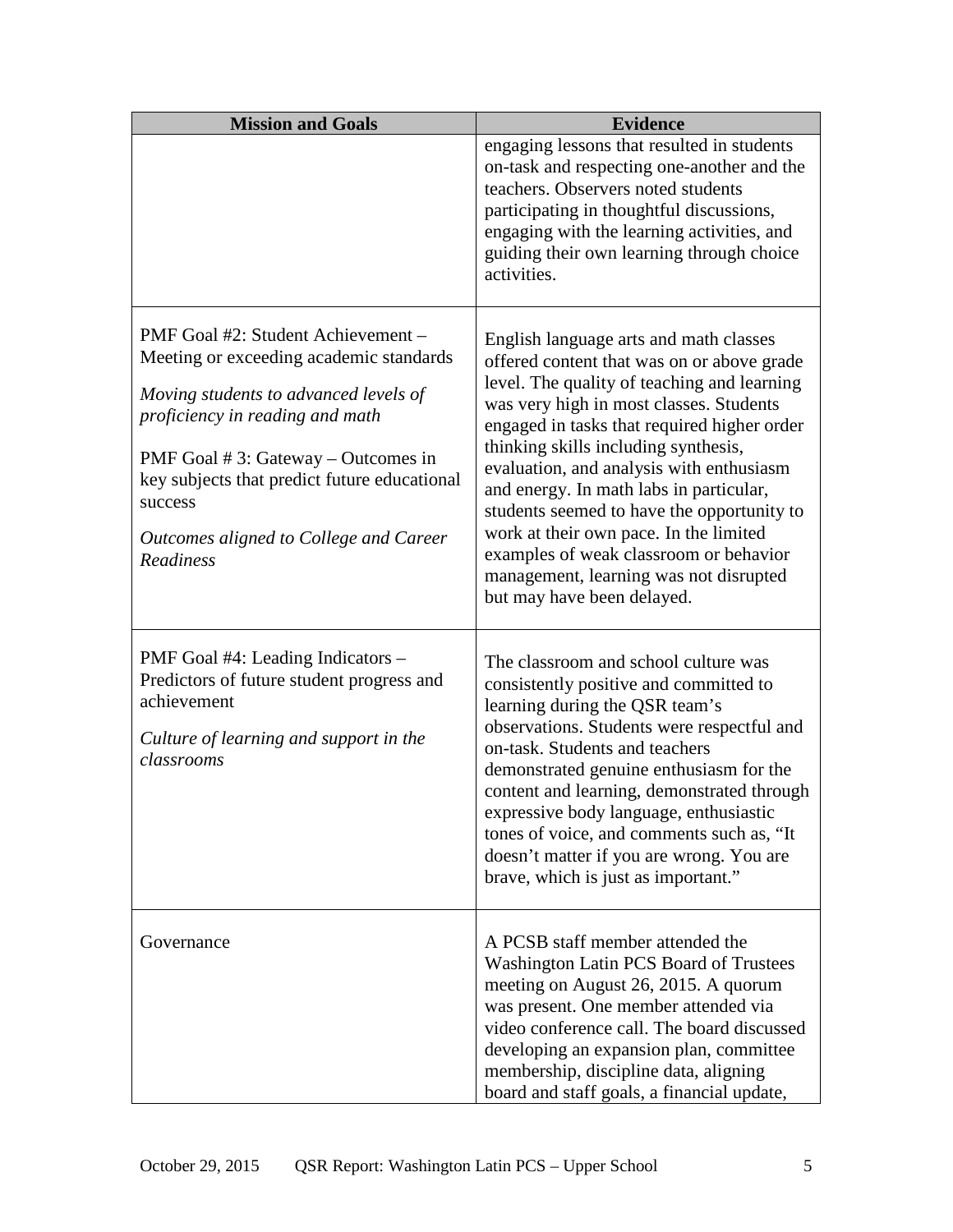| Mission and Goals | Evidence |
| --- | --- |
| | engaging lessons that resulted in students on-task and respecting one-another and the teachers. Observers noted students participating in thoughtful discussions, engaging with the learning activities, and guiding their own learning through choice activities. |
| PMF Goal #2: Student Achievement – Meeting or exceeding academic standards<br><br>*Moving students to advanced levels of proficiency in reading and math*<br><br>PMF Goal # 3: Gateway – Outcomes in key subjects that predict future educational success<br><br>*Outcomes aligned to College and Career Readiness* | English language arts and math classes offered content that was on or above grade level. The quality of teaching and learning was very high in most classes. Students engaged in tasks that required higher order thinking skills including synthesis, evaluation, and analysis with enthusiasm and energy. In math labs in particular, students seemed to have the opportunity to work at their own pace. In the limited examples of weak classroom or behavior management, learning was not disrupted but may have been delayed. |
| PMF Goal #4: Leading Indicators – Predictors of future student progress and achievement<br><br>*Culture of learning and support in the classrooms* | The classroom and school culture was consistently positive and committed to learning during the QSR team's observations. Students were respectful and on-task. Students and teachers demonstrated genuine enthusiasm for the content and learning, demonstrated through expressive body language, enthusiastic tones of voice, and comments such as, "It doesn't matter if you are wrong. You are brave, which is just as important." |
| Governance | A PCSB staff member attended the Washington Latin PCS Board of Trustees meeting on August 26, 2015. A quorum was present. One member attended via video conference call. The board discussed developing an expansion plan, committee membership, discipline data, aligning board and staff goals, a financial update, |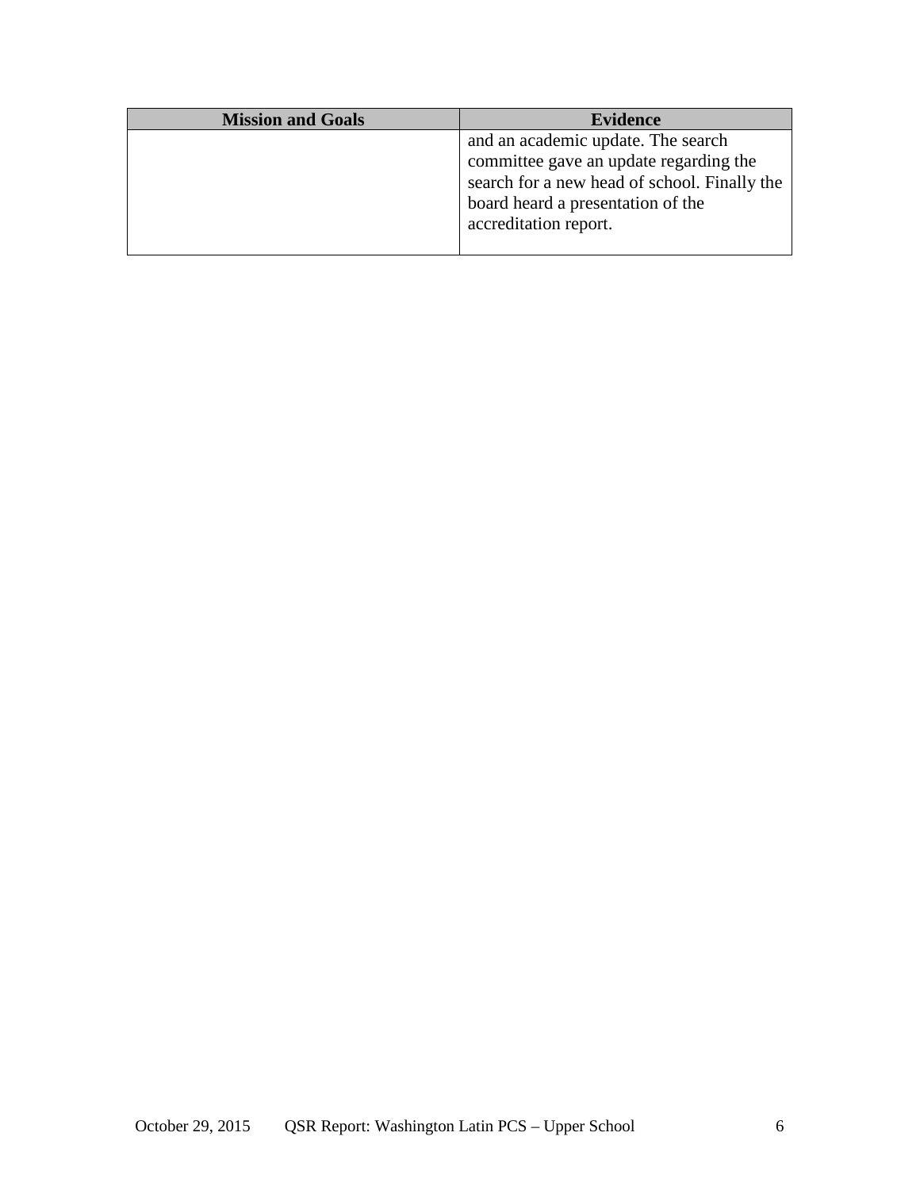| Mission and Goals | Evidence |
|---|---|
| | and an academic update. The search committee gave an update regarding the search for a new head of school. Finally the board heard a presentation of the accreditation report. |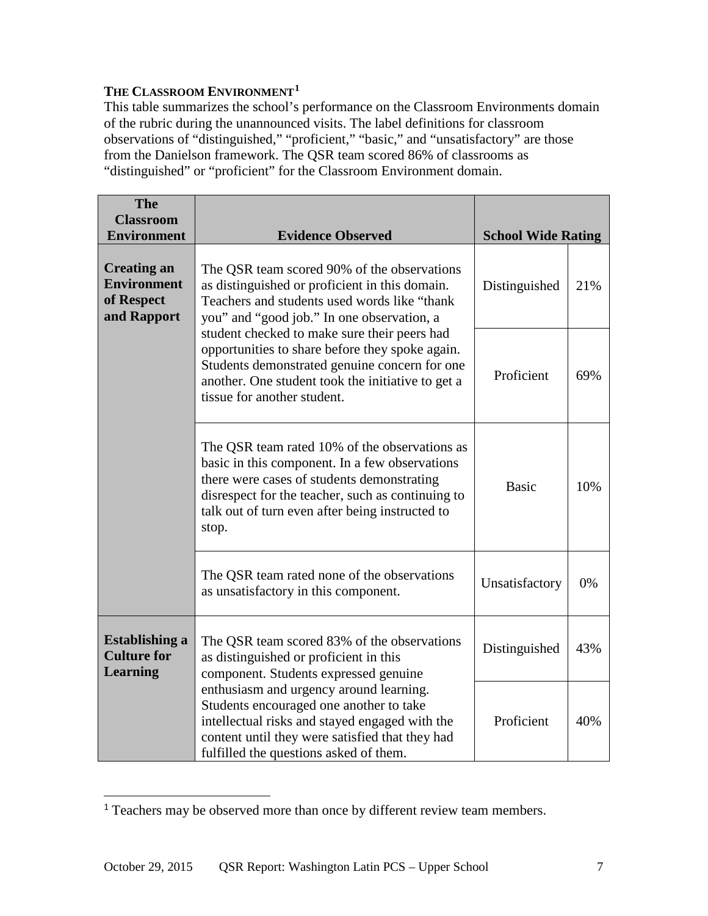### The Classroom Environment[1]

This table summarizes the school's performance on the Classroom Environments domain of the rubric during the unannounced visits. The label definitions for classroom observations of "distinguished," "proficient," "basic," and "unsatisfactory" are those from the Danielson framework. The QSR team scored 86% of classrooms as "distinguished" or "proficient" for the Classroom Environment domain.

| The Classroom Environment | Evidence Observed | School Wide Rating | |
|---|---|---|---|
| **Creating an Environment of Respect and Rapport** | The QSR team scored 90% of the observations as distinguished or proficient in this domain. Teachers and students used words like "thank you" and "good job." In one observation, a student checked to make sure their peers had opportunities to share before they spoke again. Students demonstrated genuine concern for one another. One student took the initiative to get a tissue for another student. | Distinguished | 21% |
| | | Proficient | 69% |
| | The QSR team rated 10% of the observations as basic in this component. In a few observations there were cases of students demonstrating disrespect for the teacher, such as continuing to talk out of turn even after being instructed to stop. | Basic | 10% |
| | The QSR team rated none of the observations as unsatisfactory in this component. | Unsatisfactory | 0% |
| **Establishing a Culture for Learning** | The QSR team scored 83% of the observations as distinguished or proficient in this component. Students expressed genuine enthusiasm and urgency around learning. Students encouraged one another to take intellectual risks and stayed engaged with the content until they were satisfied that they had fulfilled the questions asked of them. | Distinguished | 43% |
| | | Proficient | 40% |

[1] Teachers may be observed more than once by different review team members.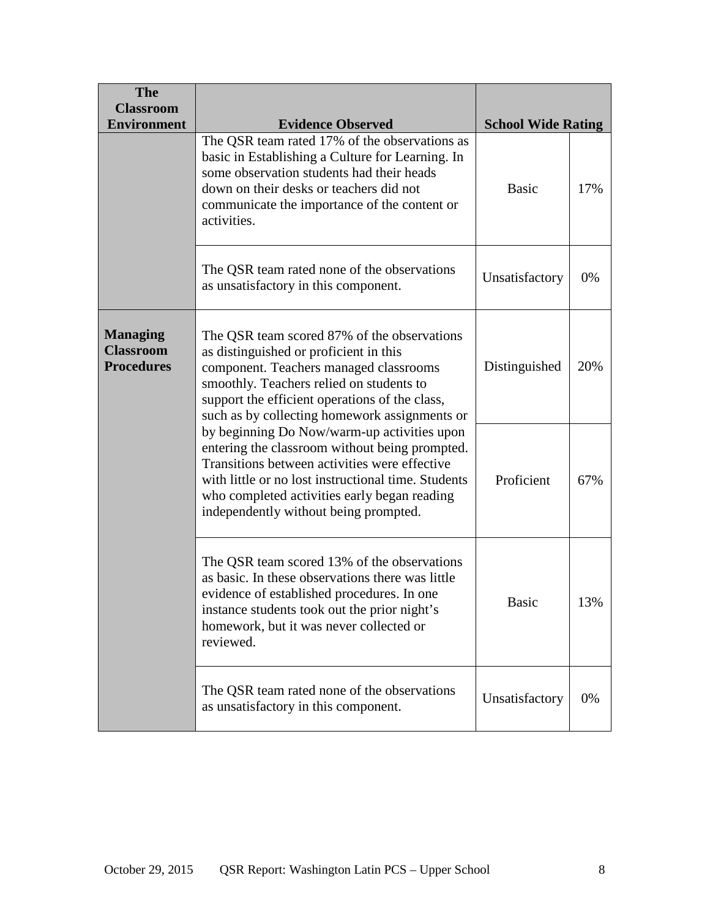| The Classroom Environment | Evidence Observed | School Wide Rating | |
|---|---|---|---|
| | The QSR team rated 17% of the observations as basic in Establishing a Culture for Learning. In some observation students had their heads down on their desks or teachers did not communicate the importance of the content or activities. | Basic | 17% |
| | The QSR team rated none of the observations as unsatisfactory in this component. | Unsatisfactory | 0% |
| **Managing Classroom Procedures** | The QSR team scored 87% of the observations as distinguished or proficient in this component. Teachers managed classrooms smoothly. Teachers relied on students to support the efficient operations of the class, such as by collecting homework assignments or by beginning Do Now/warm-up activities upon entering the classroom without being prompted. Transitions between activities were effective with little or no lost instructional time. Students who completed activities early began reading independently without being prompted. | Distinguished | 20% |
| | | Proficient | 67% |
| | The QSR team scored 13% of the observations as basic. In these observations there was little evidence of established procedures. In one instance students took out the prior night's homework, but it was never collected or reviewed. | Basic | 13% |
| | The QSR team rated none of the observations as unsatisfactory in this component. | Unsatisfactory | 0% |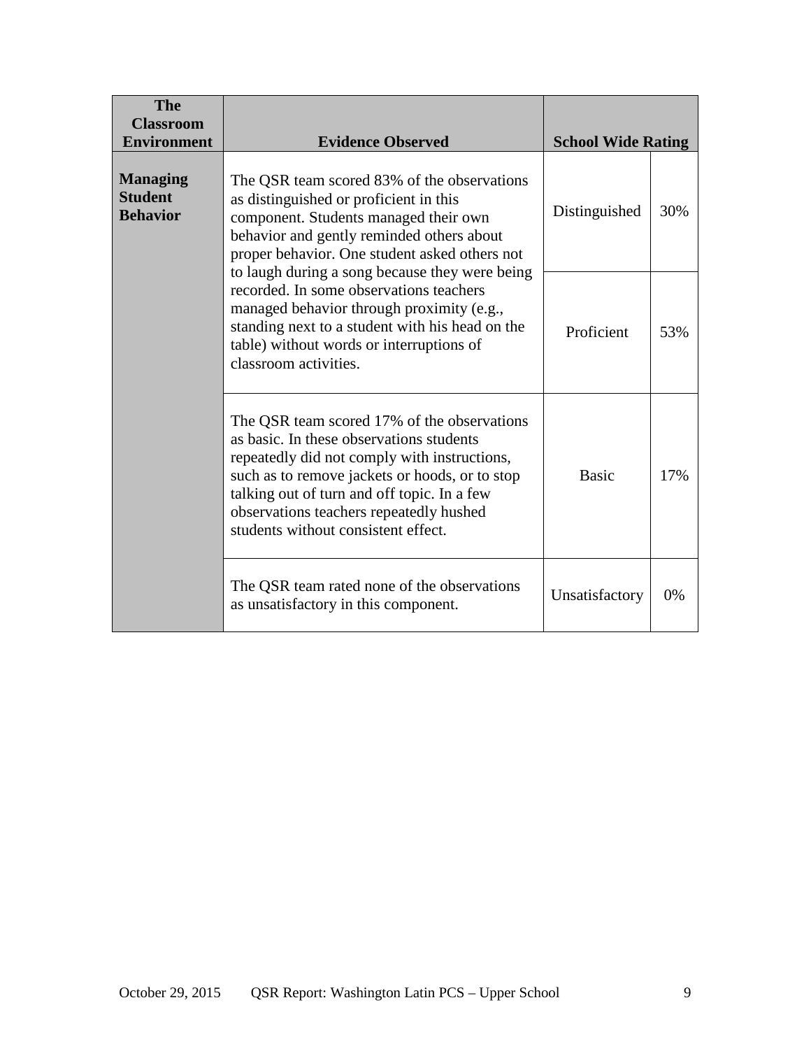| The Classroom Environment | Evidence Observed | School Wide Rating | |
|---|---|---|---|
| **Managing Student Behavior** | The QSR team scored 83% of the observations as distinguished or proficient in this component. Students managed their own behavior and gently reminded others about proper behavior. One student asked others not to laugh during a song because they were being recorded. In some observations teachers managed behavior through proximity (e.g., standing next to a student with his head on the table) without words or interruptions of classroom activities. | Distinguished | 30% |
| | | Proficient | 53% |
| | The QSR team scored 17% of the observations as basic. In these observations students repeatedly did not comply with instructions, such as to remove jackets or hoods, or to stop talking out of turn and off topic. In a few observations teachers repeatedly hushed students without consistent effect. | Basic | 17% |
| | The QSR team rated none of the observations as unsatisfactory in this component. | Unsatisfactory | 0% |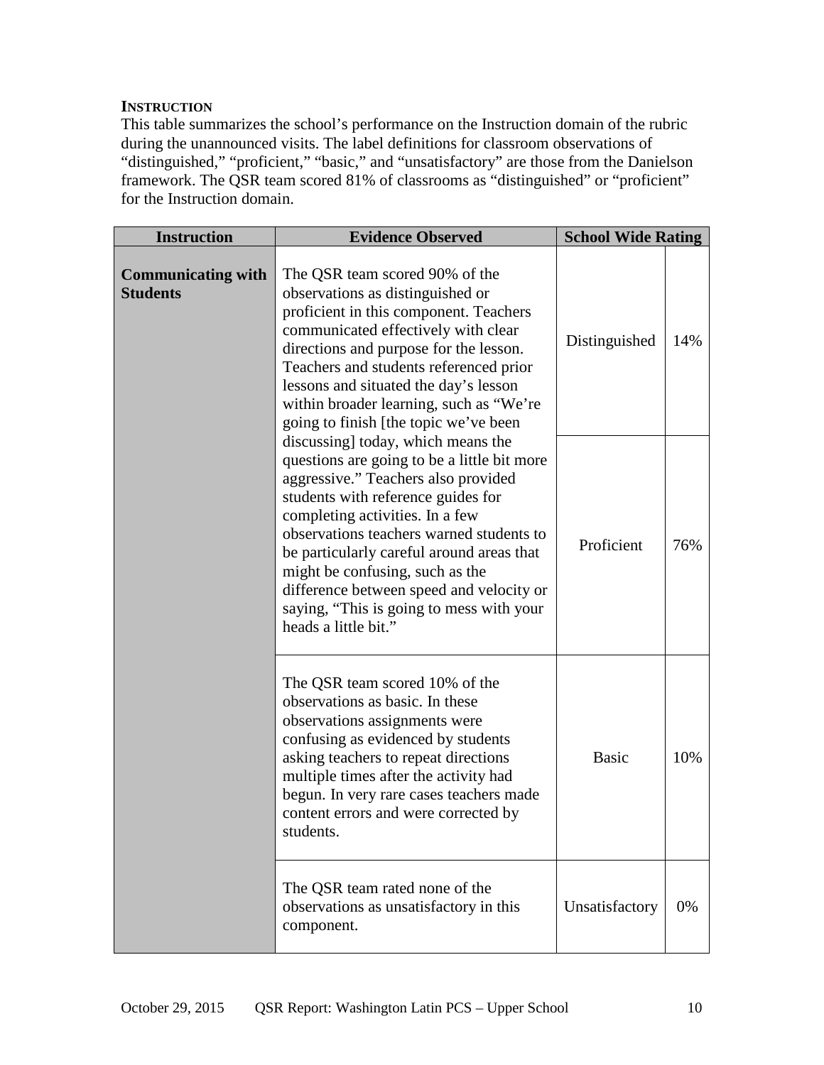### INSTRUCTION

This table summarizes the school's performance on the Instruction domain of the rubric during the unannounced visits. The label definitions for classroom observations of "distinguished," "proficient," "basic," and "unsatisfactory" are those from the Danielson framework. The QSR team scored 81% of classrooms as "distinguished" or "proficient" for the Instruction domain.

| Instruction | Evidence Observed | School Wide Rating | |
|---|---|---|---|
| **Communicating with Students** | The QSR team scored 90% of the observations as distinguished or proficient in this component. Teachers communicated effectively with clear directions and purpose for the lesson. Teachers and students referenced prior lessons and situated the day's lesson within broader learning, such as "We're going to finish [the topic we've been discussing] today, which means the questions are going to be a little bit more aggressive." Teachers also provided students with reference guides for completing activities. In a few observations teachers warned students to be particularly careful around areas that might be confusing, such as the difference between speed and velocity or saying, "This is going to mess with your heads a little bit." | Distinguished | 14% |
| | | Proficient | 76% |
| | The QSR team scored 10% of the observations as basic. In these observations assignments were confusing as evidenced by students asking teachers to repeat directions multiple times after the activity had begun. In very rare cases teachers made content errors and were corrected by students. | Basic | 10% |
| | The QSR team rated none of the observations as unsatisfactory in this component. | Unsatisfactory | 0% |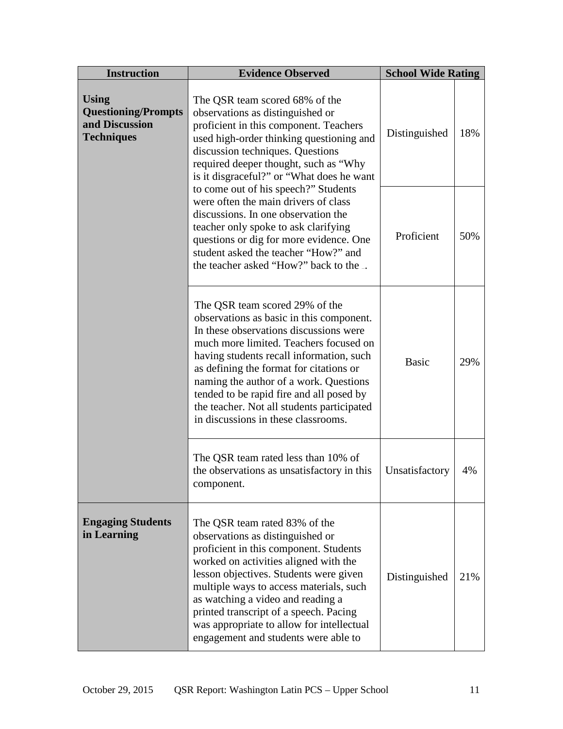| Instruction | Evidence Observed | School Wide Rating | |
|---|---|---|---|
| **Using Questioning/Prompts and Discussion Techniques** | The QSR team scored 68% of the observations as distinguished or proficient in this component. Teachers used high-order thinking questioning and discussion techniques. Questions required deeper thought, such as "Why is it disgraceful?" or "What does he want to come out of his speech?" Students were often the main drivers of class discussions. In one observation the teacher only spoke to ask clarifying questions or dig for more evidence. One student asked the teacher "How?" and the teacher asked "How?" back to the _. | Distinguished | 18% |
| | | Proficient | 50% |
| | The QSR team scored 29% of the observations as basic in this component. In these observations discussions were much more limited. Teachers focused on having students recall information, such as defining the format for citations or naming the author of a work. Questions tended to be rapid fire and all posed by the teacher. Not all students participated in discussions in these classrooms. | Basic | 29% |
| | The QSR team rated less than 10% of the observations as unsatisfactory in this component. | Unsatisfactory | 4% |
| **Engaging Students in Learning** | The QSR team rated 83% of the observations as distinguished or proficient in this component. Students worked on activities aligned with the lesson objectives. Students were given multiple ways to access materials, such as watching a video and reading a printed transcript of a speech. Pacing was appropriate to allow for intellectual engagement and students were able to | Distinguished | 21% |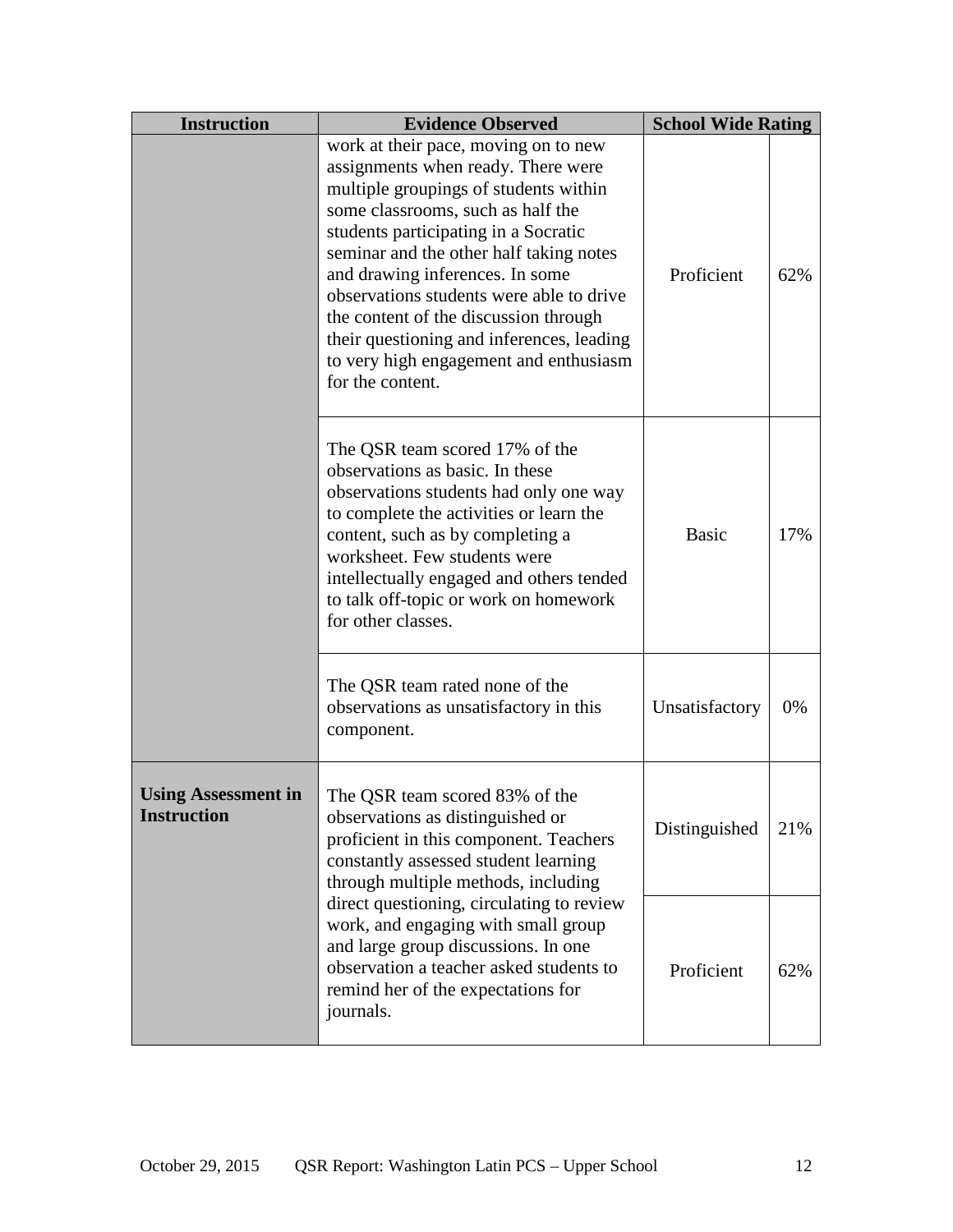| Instruction | Evidence Observed | School Wide Rating | |
|---|---|---|---|
| | work at their pace, moving on to new assignments when ready. There were multiple groupings of students within some classrooms, such as half the students participating in a Socratic seminar and the other half taking notes and drawing inferences. In some observations students were able to drive the content of the discussion through their questioning and inferences, leading to very high engagement and enthusiasm for the content. | Proficient | 62% |
| | The QSR team scored 17% of the observations as basic. In these observations students had only one way to complete the activities or learn the content, such as by completing a worksheet. Few students were intellectually engaged and others tended to talk off-topic or work on homework for other classes. | Basic | 17% |
| | The QSR team rated none of the observations as unsatisfactory in this component. | Unsatisfactory | 0% |
| **Using Assessment in Instruction** | The QSR team scored 83% of the observations as distinguished or proficient in this component. Teachers constantly assessed student learning through multiple methods, including direct questioning, circulating to review work, and engaging with small group and large group discussions. In one observation a teacher asked students to remind her of the expectations for journals. | Distinguished | 21% |
| | | Proficient | 62% |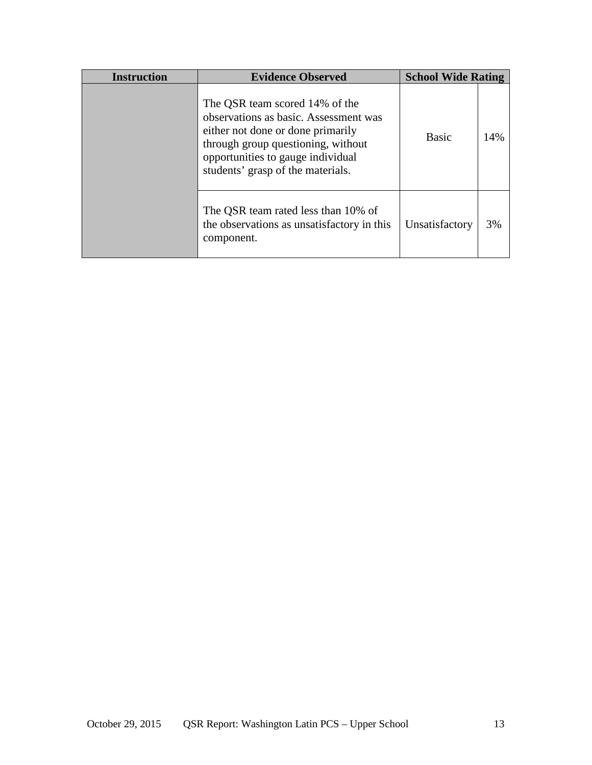| Instruction | Evidence Observed | School Wide Rating | |
|---|---|---|---|
| | The QSR team scored 14% of the observations as basic. Assessment was either not done or done primarily through group questioning, without opportunities to gauge individual students' grasp of the materials. | Basic | 14% |
| | The QSR team rated less than 10% of the observations as unsatisfactory in this component. | Unsatisfactory | 3% |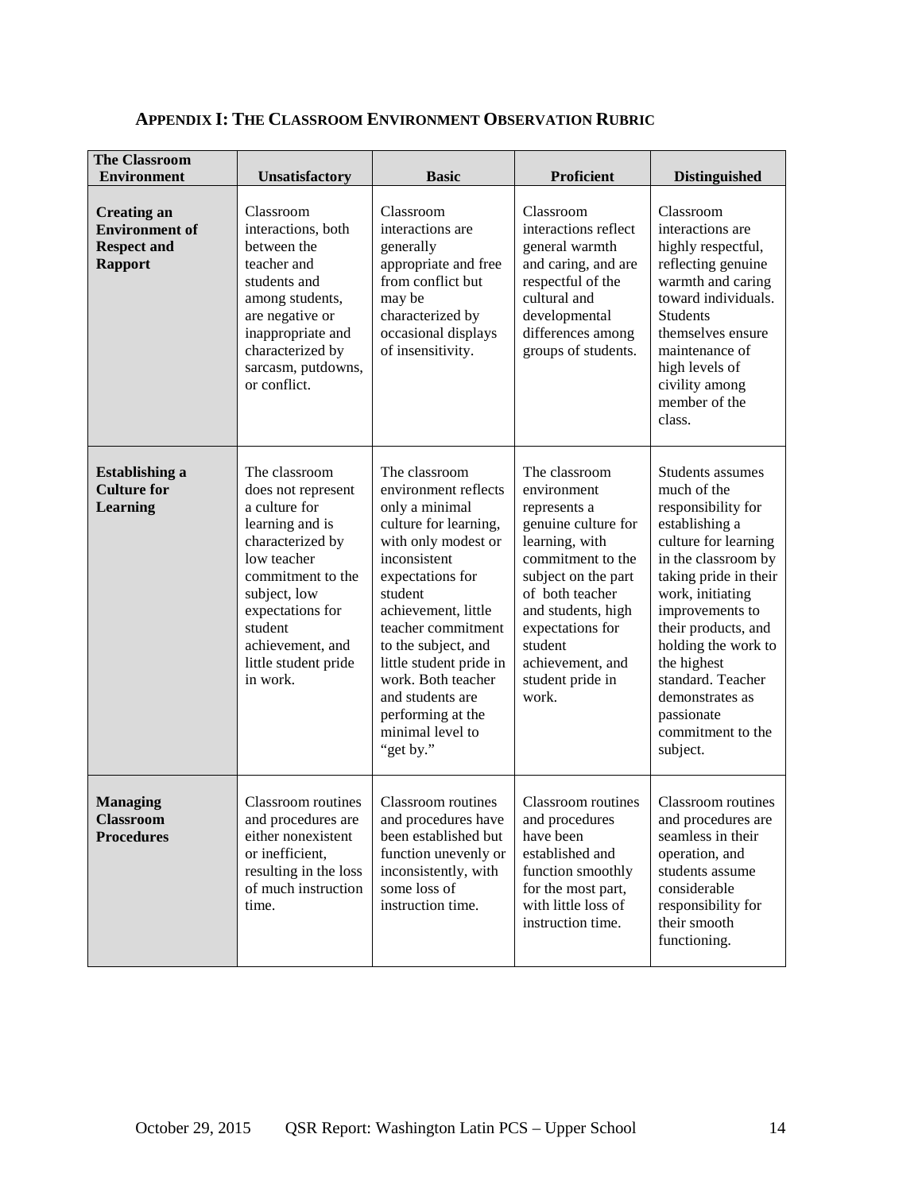## Appendix I: The Classroom Environment Observation Rubric

| The Classroom Environment | Unsatisfactory | Basic | Proficient | Distinguished |
|---|---|---|---|---|
| **Creating an Environment of Respect and Rapport** | Classroom interactions, both between the teacher and students and among students, are negative or inappropriate and characterized by sarcasm, putdowns, or conflict. | Classroom interactions are generally appropriate and free from conflict but may be characterized by occasional displays of insensitivity. | Classroom interactions reflect general warmth and caring, and are respectful of the cultural and developmental differences among groups of students. | Classroom interactions are highly respectful, reflecting genuine warmth and caring toward individuals. Students themselves ensure maintenance of high levels of civility among member of the class. |
| **Establishing a Culture for Learning** | The classroom does not represent a culture for learning and is characterized by low teacher commitment to the subject, low expectations for student achievement, and little student pride in work. | The classroom environment reflects only a minimal culture for learning, with only modest or inconsistent expectations for student achievement, little teacher commitment to the subject, and little student pride in work. Both teacher and students are performing at the minimal level to "get by." | The classroom environment represents a genuine culture for learning, with commitment to the subject on the part of both teacher and students, high expectations for student achievement, and student pride in work. | Students assumes much of the responsibility for establishing a culture for learning in the classroom by taking pride in their work, initiating improvements to their products, and holding the work to the highest standard. Teacher demonstrates as passionate commitment to the subject. |
| **Managing Classroom Procedures** | Classroom routines and procedures are either nonexistent or inefficient, resulting in the loss of much instruction time. | Classroom routines and procedures have been established but function unevenly or inconsistently, with some loss of instruction time. | Classroom routines and procedures have been established and function smoothly for the most part, with little loss of instruction time. | Classroom routines and procedures are seamless in their operation, and students assume considerable responsibility for their smooth functioning. |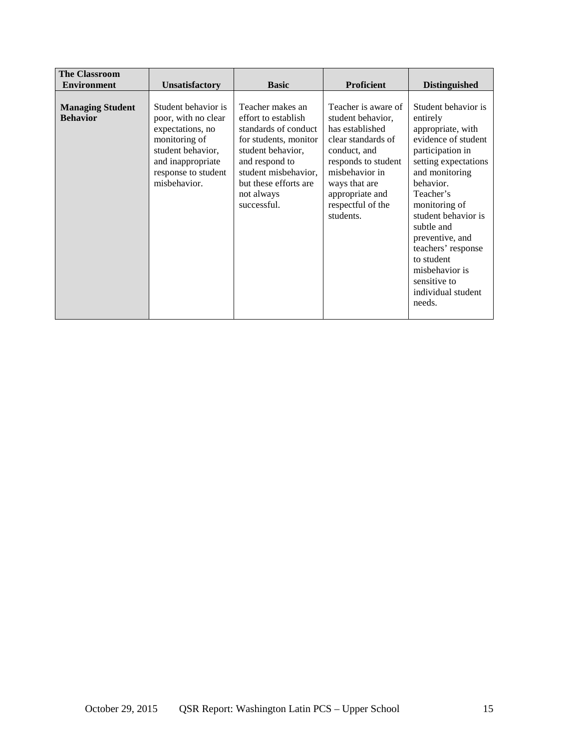| The Classroom Environment | Unsatisfactory | Basic | Proficient | Distinguished |
|---|---|---|---|---|
| **Managing Student Behavior** | Student behavior is poor, with no clear expectations, no monitoring of student behavior, and inappropriate response to student misbehavior. | Teacher makes an effort to establish standards of conduct for students, monitor student behavior, and respond to student misbehavior, but these efforts are not always successful. | Teacher is aware of student behavior, has established clear standards of conduct, and responds to student misbehavior in ways that are appropriate and respectful of the students. | Student behavior is entirely appropriate, with evidence of student participation in setting expectations and monitoring behavior. Teacher's monitoring of student behavior is subtle and preventive, and teachers' response to student misbehavior is sensitive to individual student needs. |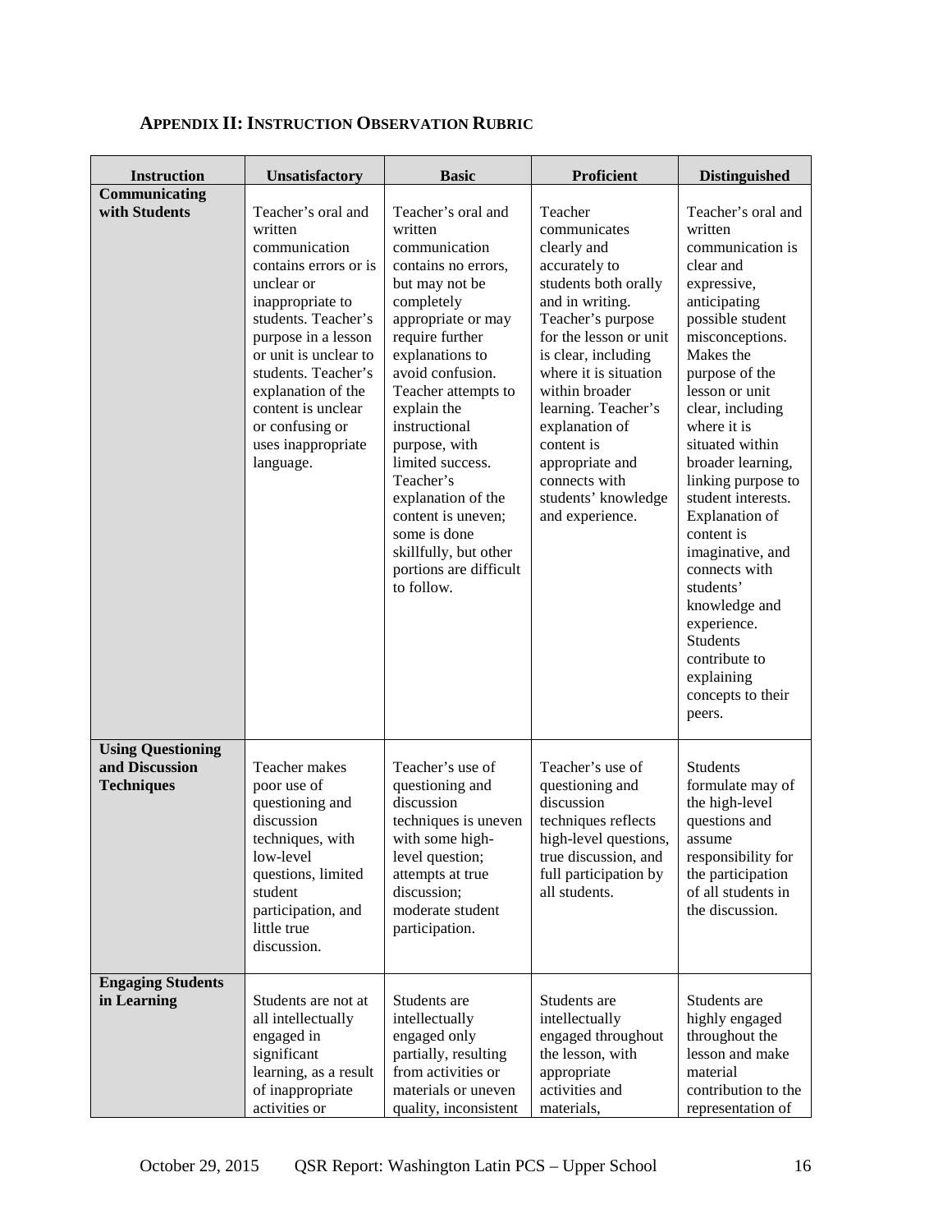**APPENDIX II: INSTRUCTION OBSERVATION RUBRIC**

| Instruction | Unsatisfactory | Basic | Proficient | Distinguished |
|---|---|---|---|---|
| **Communicating with Students** | Teacher's oral and written communication contains errors or is unclear or inappropriate to students. Teacher's purpose in a lesson or unit is unclear to students. Teacher's explanation of the content is unclear or confusing or uses inappropriate language. | Teacher's oral and written communication contains no errors, but may not be completely appropriate or may require further explanations to avoid confusion. Teacher attempts to explain the instructional purpose, with limited success. Teacher's explanation of the content is uneven; some is done skillfully, but other portions are difficult to follow. | Teacher communicates clearly and accurately to students both orally and in writing. Teacher's purpose for the lesson or unit is clear, including where it is situation within broader learning. Teacher's explanation of content is appropriate and connects with students' knowledge and experience. | Teacher's oral and written communication is clear and expressive, anticipating possible student misconceptions. Makes the purpose of the lesson or unit clear, including where it is situated within broader learning, linking purpose to student interests. Explanation of content is imaginative, and connects with students' knowledge and experience. Students contribute to explaining concepts to their peers. |
| **Using Questioning and Discussion Techniques** | Teacher makes poor use of questioning and discussion techniques, with low-level questions, limited student participation, and little true discussion. | Teacher's use of questioning and discussion techniques is uneven with some high-level question; attempts at true discussion; moderate student participation. | Teacher's use of questioning and discussion techniques reflects high-level questions, true discussion, and full participation by all students. | Students formulate may of the high-level questions and assume responsibility for the participation of all students in the discussion. |
| **Engaging Students in Learning** | Students are not at all intellectually engaged in significant learning, as a result of inappropriate activities or | Students are intellectually engaged only partially, resulting from activities or materials or uneven quality, inconsistent | Students are intellectually engaged throughout the lesson, with appropriate activities and materials, | Students are highly engaged throughout the lesson and make material contribution to the representation of |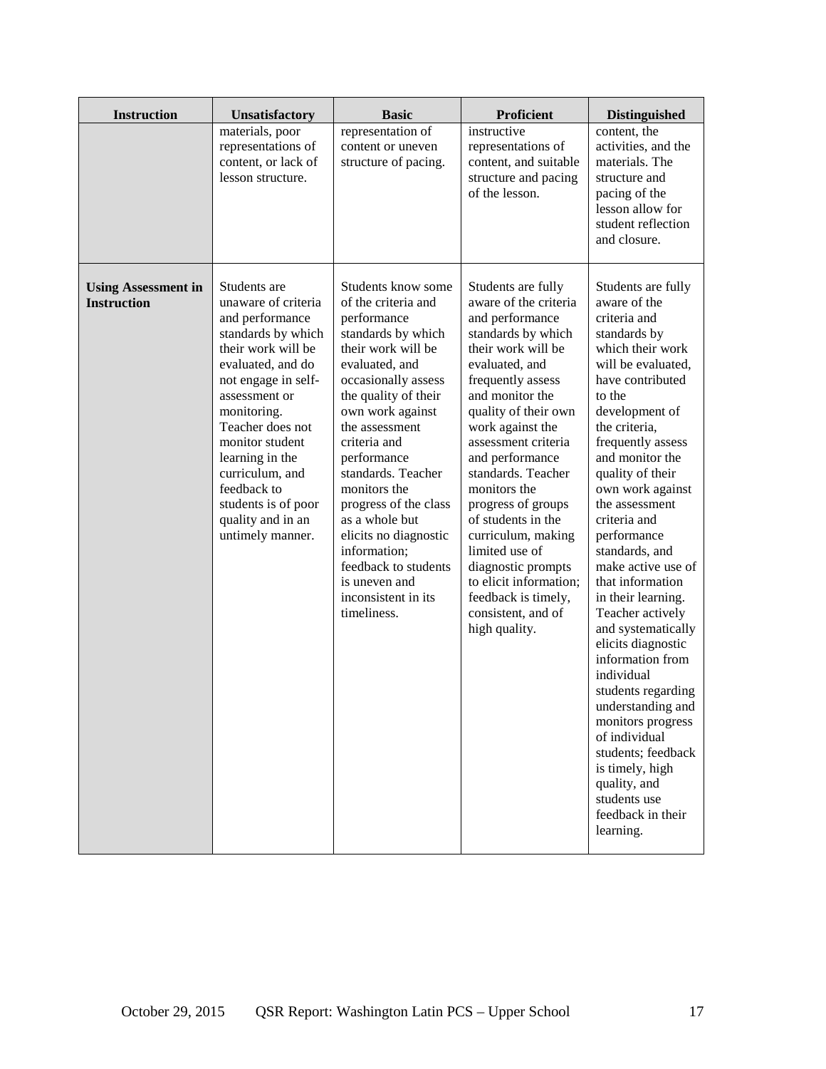| Instruction | Unsatisfactory | Basic | Proficient | Distinguished |
|---|---|---|---|---|
| | materials, poor representations of content, or lack of lesson structure. | representation of content or uneven structure of pacing. | instructive representations of content, and suitable structure and pacing of the lesson. | content, the activities, and the materials. The structure and pacing of the lesson allow for student reflection and closure. |
| **Using Assessment in Instruction** | Students are unaware of criteria and performance standards by which their work will be evaluated, and do not engage in self-assessment or monitoring. Teacher does not monitor student learning in the curriculum, and feedback to students is of poor quality and in an untimely manner. | Students know some of the criteria and performance standards by which their work will be evaluated, and occasionally assess the quality of their own work against the assessment criteria and performance standards. Teacher monitors the progress of the class as a whole but elicits no diagnostic information; feedback to students is uneven and inconsistent in its timeliness. | Students are fully aware of the criteria and performance standards by which their work will be evaluated, and frequently assess and monitor the quality of their own work against the assessment criteria and performance standards. Teacher monitors the progress of groups of students in the curriculum, making limited use of diagnostic prompts to elicit information; feedback is timely, consistent, and of high quality. | Students are fully aware of the criteria and standards by which their work will be evaluated, have contributed to the development of the criteria, frequently assess and monitor the quality of their own work against the assessment criteria and performance standards, and make active use of that information in their learning. Teacher actively and systematically elicits diagnostic information from individual students regarding understanding and monitors progress of individual students; feedback is timely, high quality, and students use feedback in their learning. |